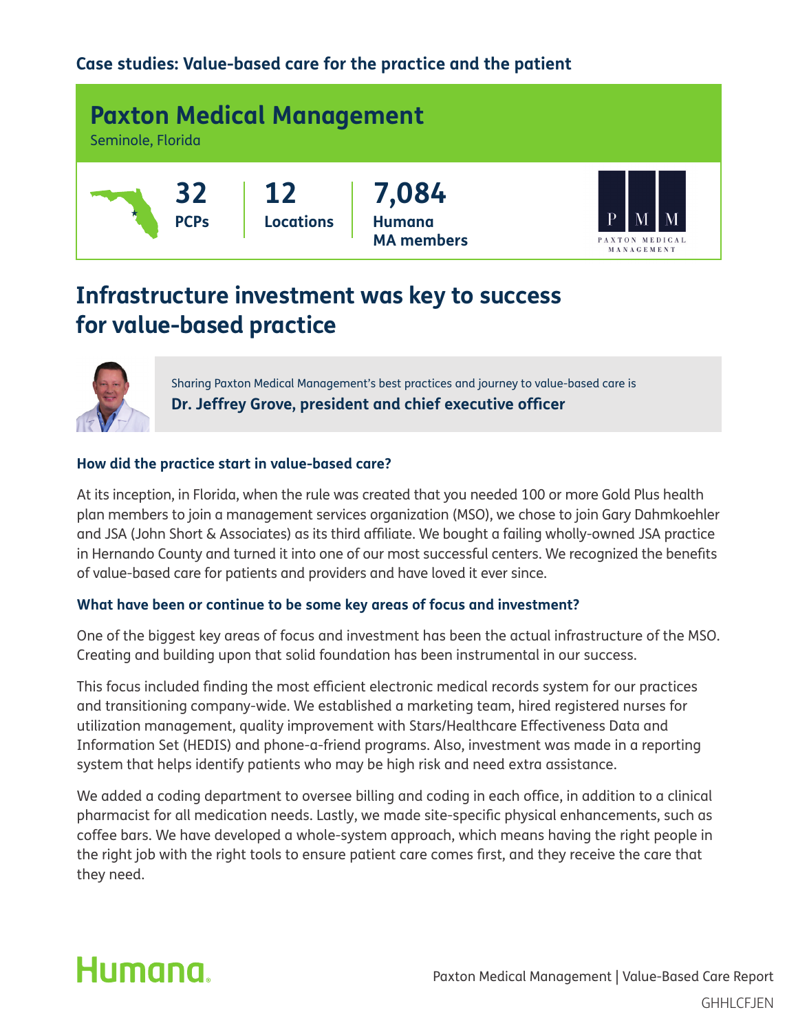**Case studies: Value-based care for the practice and the patient**

# Paxton Medical Management

Seminole, Florida

**32** PCPs | **12** Locations | **7,084** Humana MA members

PAXTON MEDICAL MANAGEMENT

## Infrastructure investment was key to success for value-based practice

Sharing Paxton Medical Management's best practices and journey to value-based care is
**Dr. Jeffrey Grove, president and chief executive officer**

### How did the practice start in value-based care?

At its inception, in Florida, when the rule was created that you needed 100 or more Gold Plus health plan members to join a management services organization (MSO), we chose to join Gary Dahmkoehler and JSA (John Short & Associates) as its third affiliate. We bought a failing wholly-owned JSA practice in Hernando County and turned it into one of our most successful centers. We recognized the benefits of value-based care for patients and providers and have loved it ever since.

### What have been or continue to be some key areas of focus and investment?

One of the biggest key areas of focus and investment has been the actual infrastructure of the MSO. Creating and building upon that solid foundation has been instrumental in our success.

This focus included finding the most efficient electronic medical records system for our practices and transitioning company-wide. We established a marketing team, hired registered nurses for utilization management, quality improvement with Stars/Healthcare Effectiveness Data and Information Set (HEDIS) and phone-a-friend programs. Also, investment was made in a reporting system that helps identify patients who may be high risk and need extra assistance.

We added a coding department to oversee billing and coding in each office, in addition to a clinical pharmacist for all medication needs. Lastly, we made site-specific physical enhancements, such as coffee bars. We have developed a whole-system approach, which means having the right people in the right job with the right tools to ensure patient care comes first, and they receive the care that they need.

Humana

Paxton Medical Management | Value-Based Care Report

GHHLCFJEN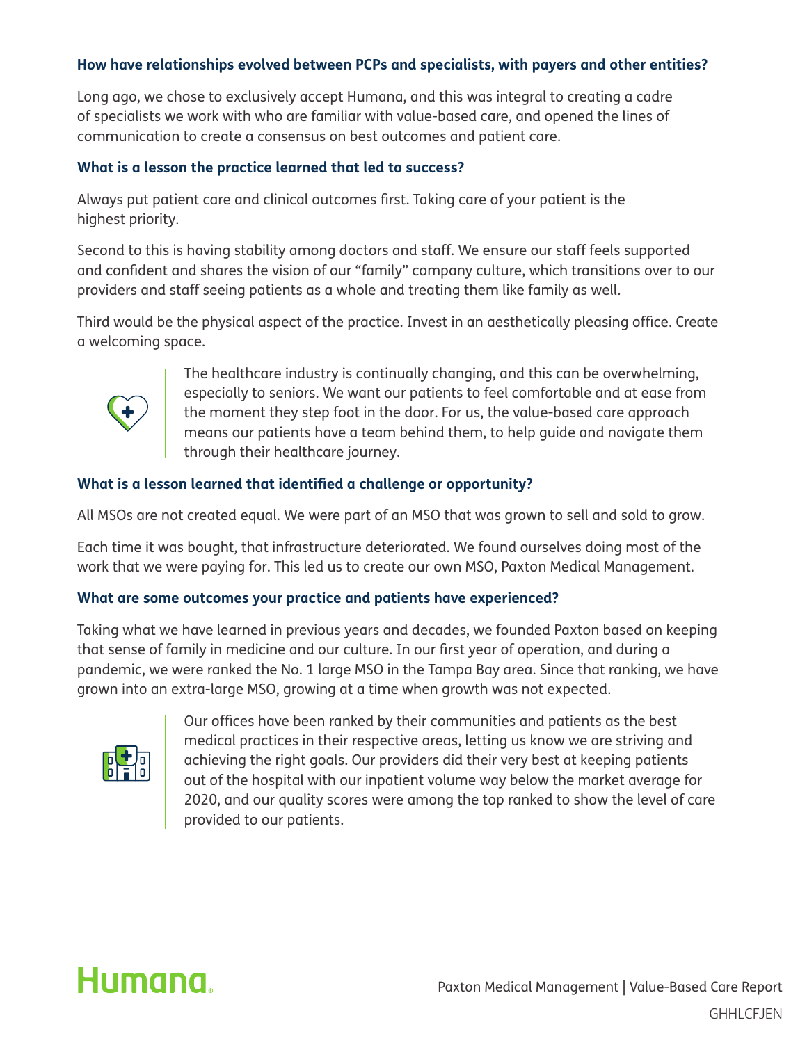### How have relationships evolved between PCPs and specialists, with payers and other entities?

Long ago, we chose to exclusively accept Humana, and this was integral to creating a cadre of specialists we work with who are familiar with value-based care, and opened the lines of communication to create a consensus on best outcomes and patient care.

### What is a lesson the practice learned that led to success?

Always put patient care and clinical outcomes first. Taking care of your patient is the highest priority.

Second to this is having stability among doctors and staff. We ensure our staff feels supported and confident and shares the vision of our "family" company culture, which transitions over to our providers and staff seeing patients as a whole and treating them like family as well.

Third would be the physical aspect of the practice. Invest in an aesthetically pleasing office. Create a welcoming space.

> The healthcare industry is continually changing, and this can be overwhelming, especially to seniors. We want our patients to feel comfortable and at ease from the moment they step foot in the door. For us, the value-based care approach means our patients have a team behind them, to help guide and navigate them through their healthcare journey.

### What is a lesson learned that identified a challenge or opportunity?

All MSOs are not created equal. We were part of an MSO that was grown to sell and sold to grow.

Each time it was bought, that infrastructure deteriorated. We found ourselves doing most of the work that we were paying for. This led us to create our own MSO, Paxton Medical Management.

### What are some outcomes your practice and patients have experienced?

Taking what we have learned in previous years and decades, we founded Paxton based on keeping that sense of family in medicine and our culture. In our first year of operation, and during a pandemic, we were ranked the No. 1 large MSO in the Tampa Bay area. Since that ranking, we have grown into an extra-large MSO, growing at a time when growth was not expected.

> Our offices have been ranked by their communities and patients as the best medical practices in their respective areas, letting us know we are striving and achieving the right goals. Our providers did their very best at keeping patients out of the hospital with our inpatient volume way below the market average for 2020, and our quality scores were among the top ranked to show the level of care provided to our patients.

Humana

Paxton Medical Management | Value-Based Care Report

GHHLCFJEN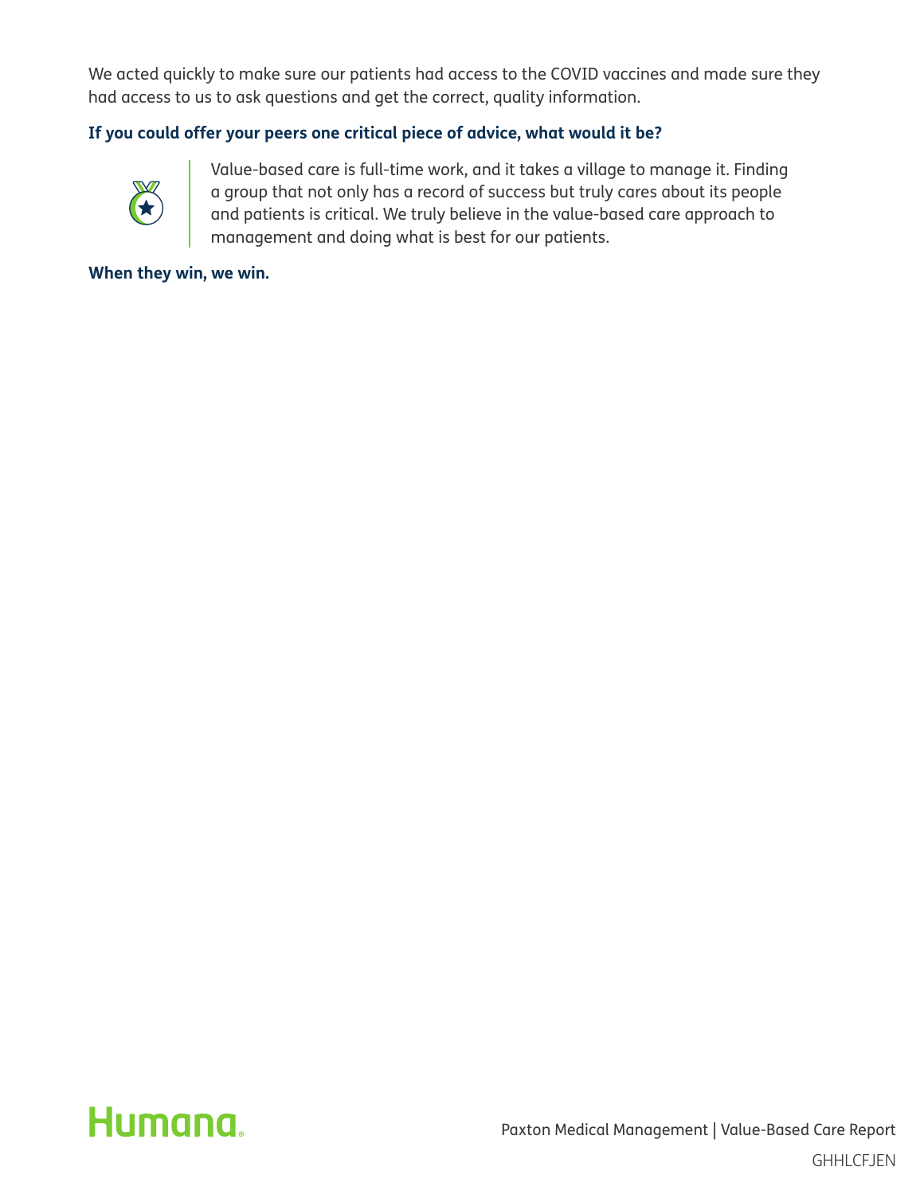We acted quickly to make sure our patients had access to the COVID vaccines and made sure they had access to us to ask questions and get the correct, quality information.

**If you could offer your peers one critical piece of advice, what would it be?**

Value-based care is full-time work, and it takes a village to manage it. Finding a group that not only has a record of success but truly cares about its people and patients is critical. We truly believe in the value-based care approach to management and doing what is best for our patients.

**When they win, we win.**